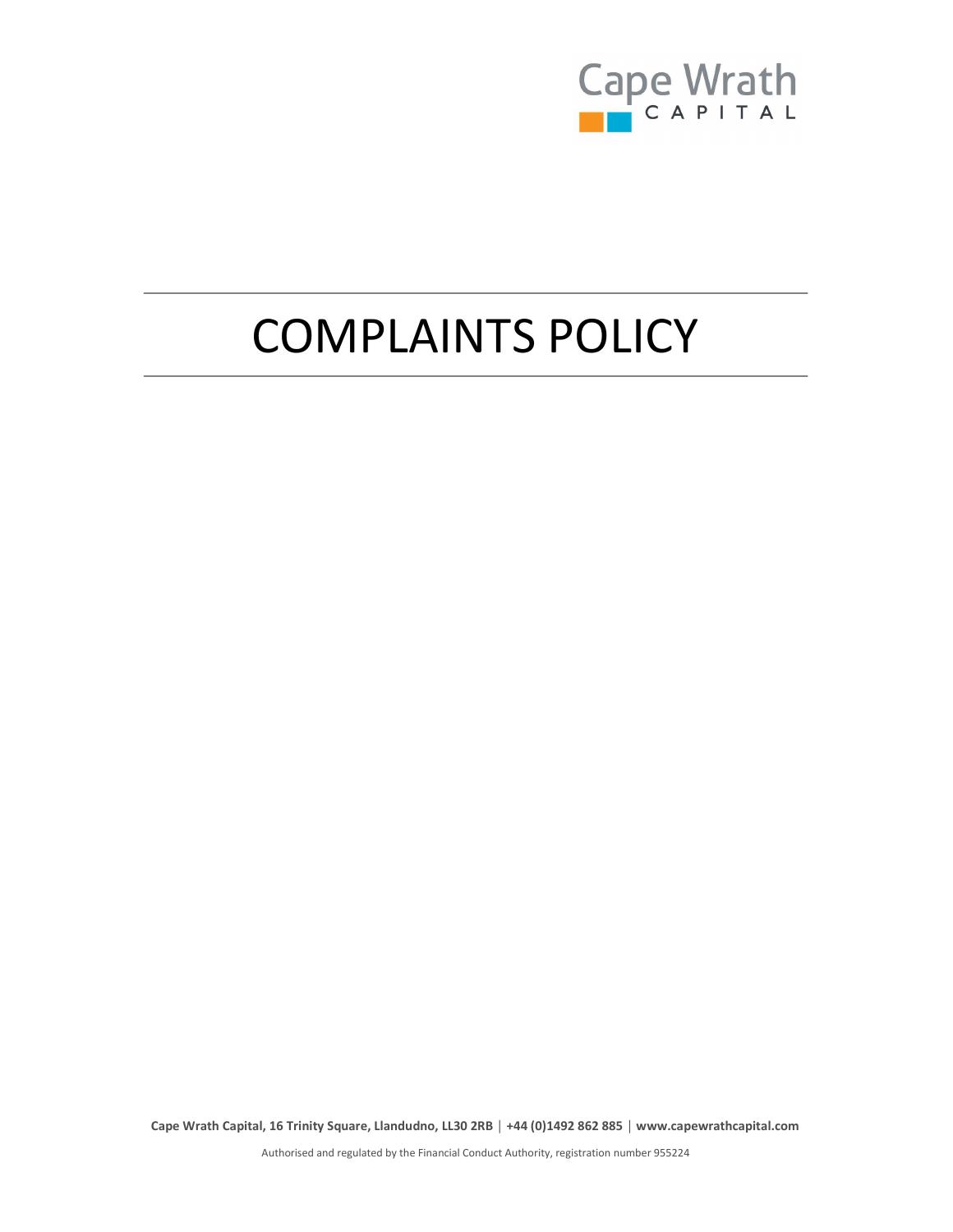Cape Wrath
CAPITAL

# COMPLAINTS POLICY

**Cape Wrath Capital, 16 Trinity Square, Llandudno, LL30 2RB | +44 (0)1492 862 885 | www.capewrathcapital.com**

Authorised and regulated by the Financial Conduct Authority, registration number 955224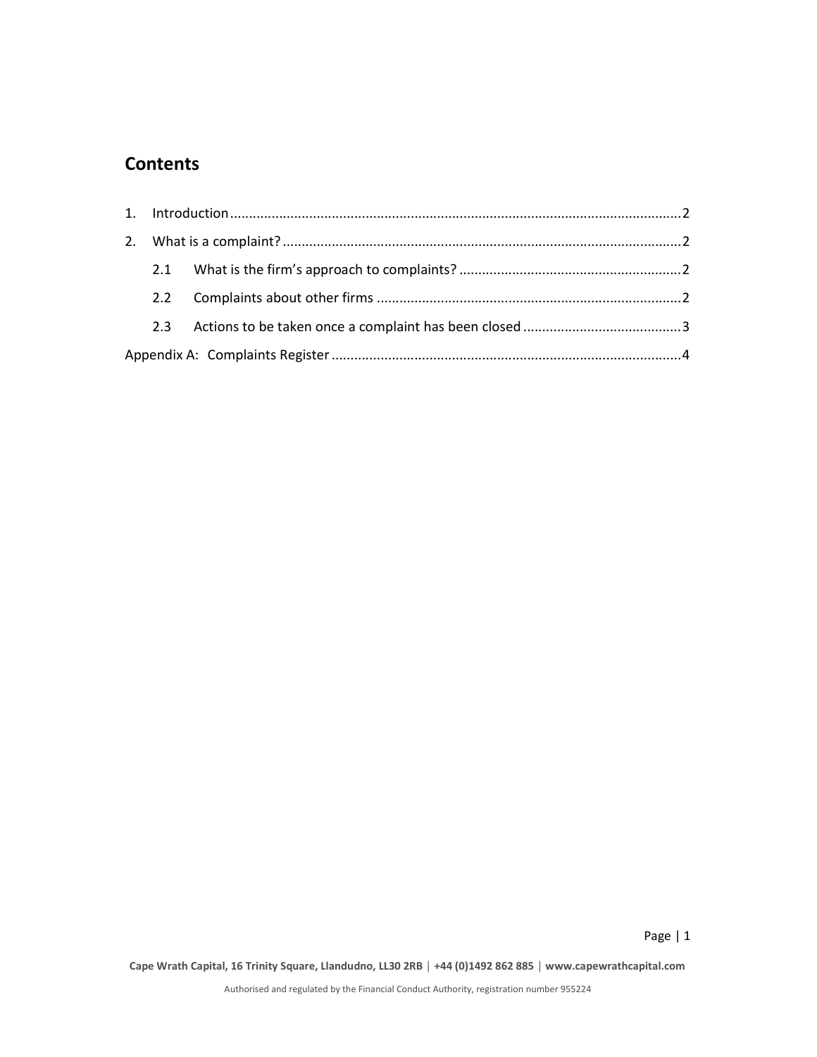## Contents

1. Introduction .......... 2
2. What is a complaint? .......... 2
   - 2.1 What is the firm's approach to complaints? .......... 2
   - 2.2 Complaints about other firms .......... 2
   - 2.3 Actions to be taken once a complaint has been closed .......... 3

Appendix A: Complaints Register .......... 4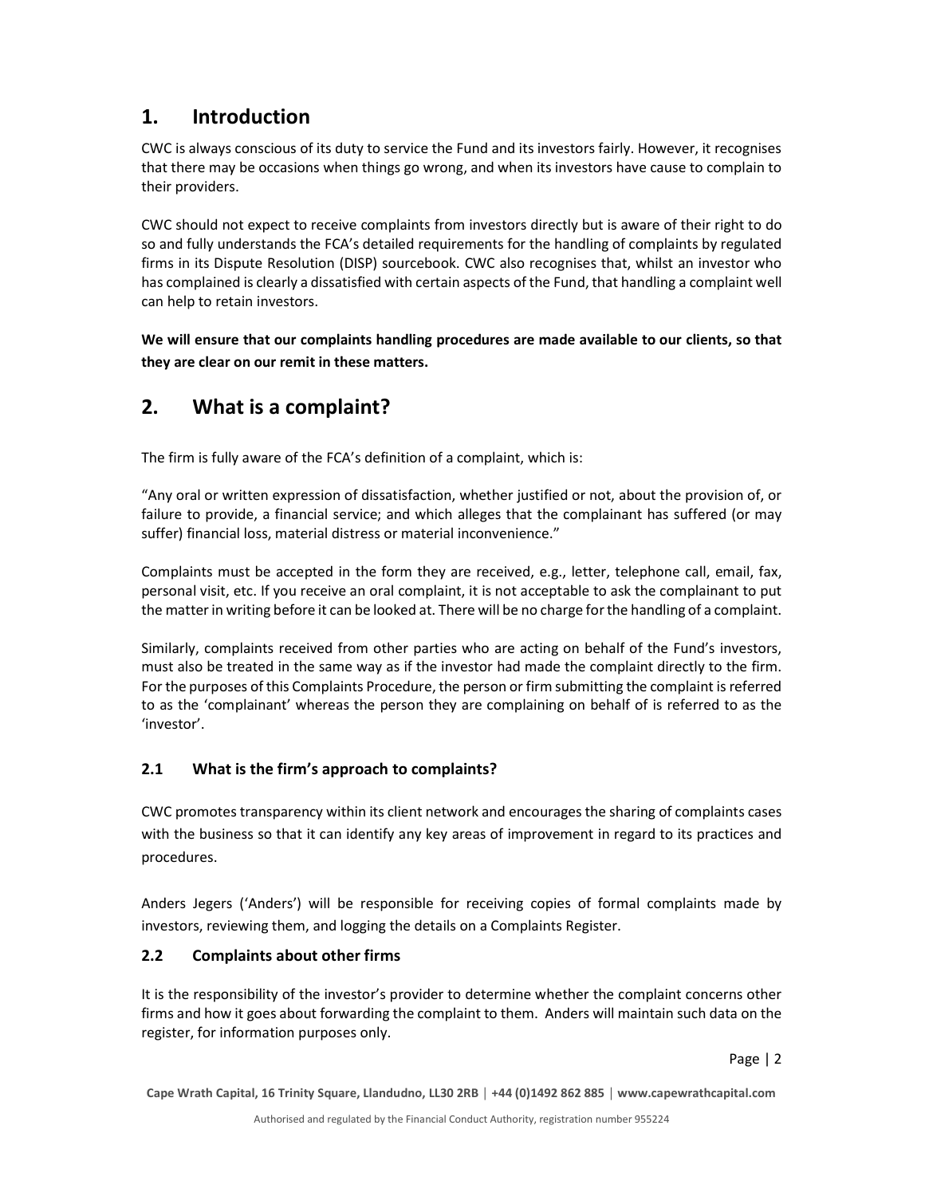## 1. Introduction

CWC is always conscious of its duty to service the Fund and its investors fairly. However, it recognises that there may be occasions when things go wrong, and when its investors have cause to complain to their providers.

CWC should not expect to receive complaints from investors directly but is aware of their right to do so and fully understands the FCA's detailed requirements for the handling of complaints by regulated firms in its Dispute Resolution (DISP) sourcebook. CWC also recognises that, whilst an investor who has complained is clearly a dissatisfied with certain aspects of the Fund, that handling a complaint well can help to retain investors.

**We will ensure that our complaints handling procedures are made available to our clients, so that they are clear on our remit in these matters.**

## 2. What is a complaint?

The firm is fully aware of the FCA's definition of a complaint, which is:

"Any oral or written expression of dissatisfaction, whether justified or not, about the provision of, or failure to provide, a financial service; and which alleges that the complainant has suffered (or may suffer) financial loss, material distress or material inconvenience."

Complaints must be accepted in the form they are received, e.g., letter, telephone call, email, fax, personal visit, etc. If you receive an oral complaint, it is not acceptable to ask the complainant to put the matter in writing before it can be looked at. There will be no charge for the handling of a complaint.

Similarly, complaints received from other parties who are acting on behalf of the Fund's investors, must also be treated in the same way as if the investor had made the complaint directly to the firm. For the purposes of this Complaints Procedure, the person or firm submitting the complaint is referred to as the 'complainant' whereas the person they are complaining on behalf of is referred to as the 'investor'.

### 2.1 What is the firm's approach to complaints?

CWC promotes transparency within its client network and encourages the sharing of complaints cases with the business so that it can identify any key areas of improvement in regard to its practices and procedures.

Anders Jegers ('Anders') will be responsible for receiving copies of formal complaints made by investors, reviewing them, and logging the details on a Complaints Register.

### 2.2 Complaints about other firms

It is the responsibility of the investor's provider to determine whether the complaint concerns other firms and how it goes about forwarding the complaint to them. Anders will maintain such data on the register, for information purposes only.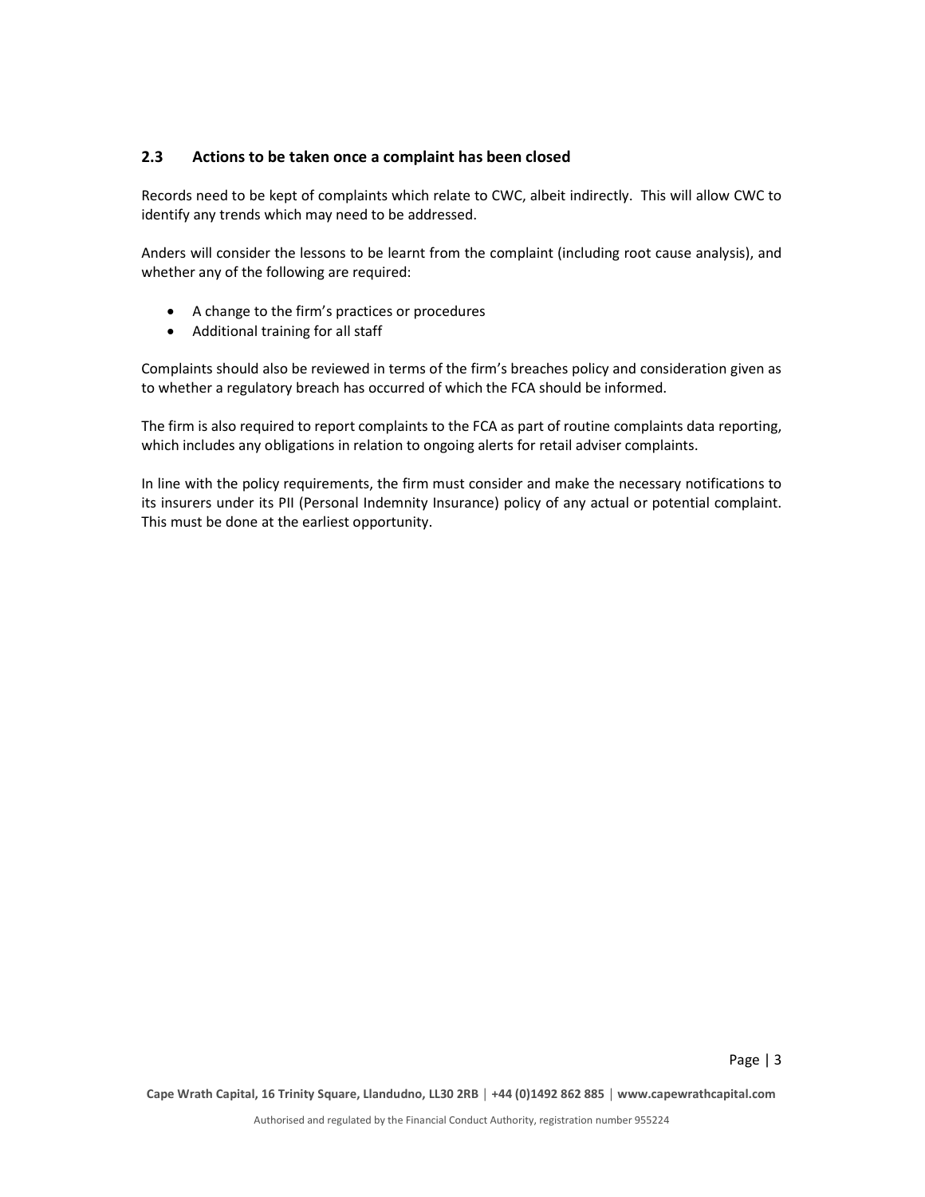### 2.3 Actions to be taken once a complaint has been closed

Records need to be kept of complaints which relate to CWC, albeit indirectly. This will allow CWC to identify any trends which may need to be addressed.

Anders will consider the lessons to be learnt from the complaint (including root cause analysis), and whether any of the following are required:

- A change to the firm's practices or procedures
- Additional training for all staff

Complaints should also be reviewed in terms of the firm's breaches policy and consideration given as to whether a regulatory breach has occurred of which the FCA should be informed.

The firm is also required to report complaints to the FCA as part of routine complaints data reporting, which includes any obligations in relation to ongoing alerts for retail adviser complaints.

In line with the policy requirements, the firm must consider and make the necessary notifications to its insurers under its PII (Personal Indemnity Insurance) policy of any actual or potential complaint. This must be done at the earliest opportunity.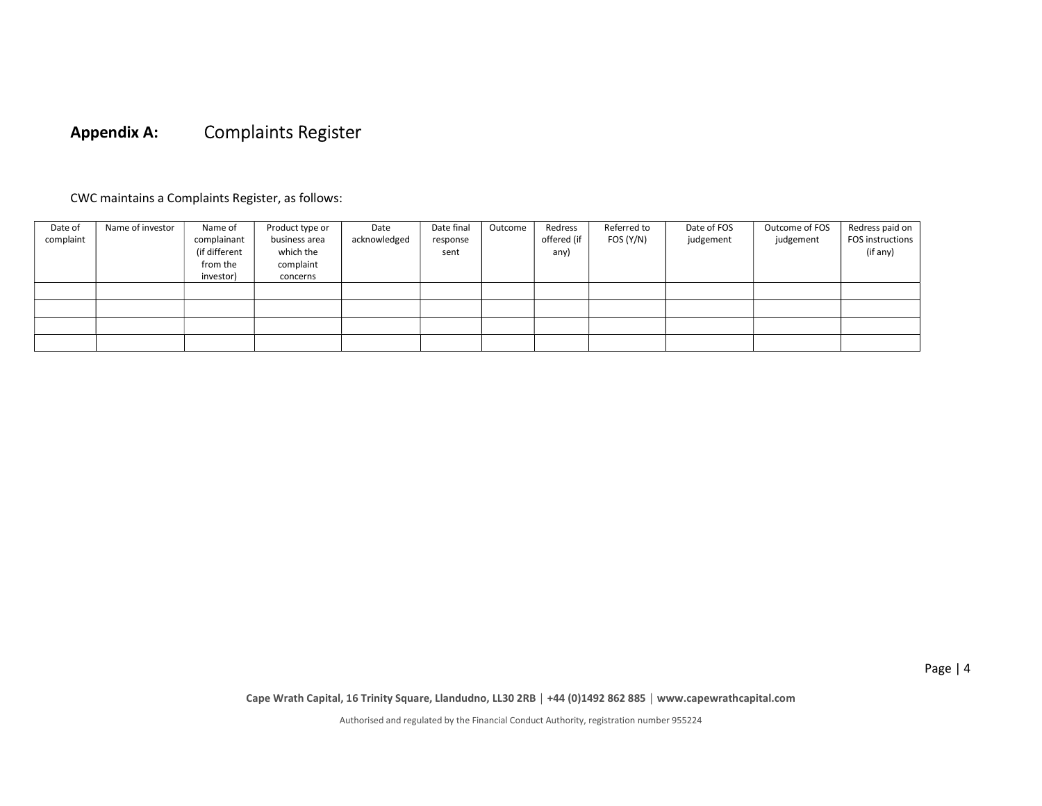## **Appendix A:** Complaints Register

CWC maintains a Complaints Register, as follows:

| Date of complaint | Name of investor | Name of complainant (if different from the investor) | Product type or business area which the complaint concerns | Date acknowledged | Date final response sent | Outcome | Redress offered (if any) | Referred to FOS (Y/N) | Date of FOS judgement | Outcome of FOS judgement | Redress paid on FOS instructions (if any) |
|---|---|---|---|---|---|---|---|---|---|---|---|
| | | | | | | | | | | | |
| | | | | | | | | | | | |
| | | | | | | | | | | | |
| | | | | | | | | | | | |

**Cape Wrath Capital, 16 Trinity Square, Llandudno, LL30 2RB** | **+44 (0)1492 862 885** | **www.capewrathcapital.com**

Authorised and regulated by the Financial Conduct Authority, registration number 955224